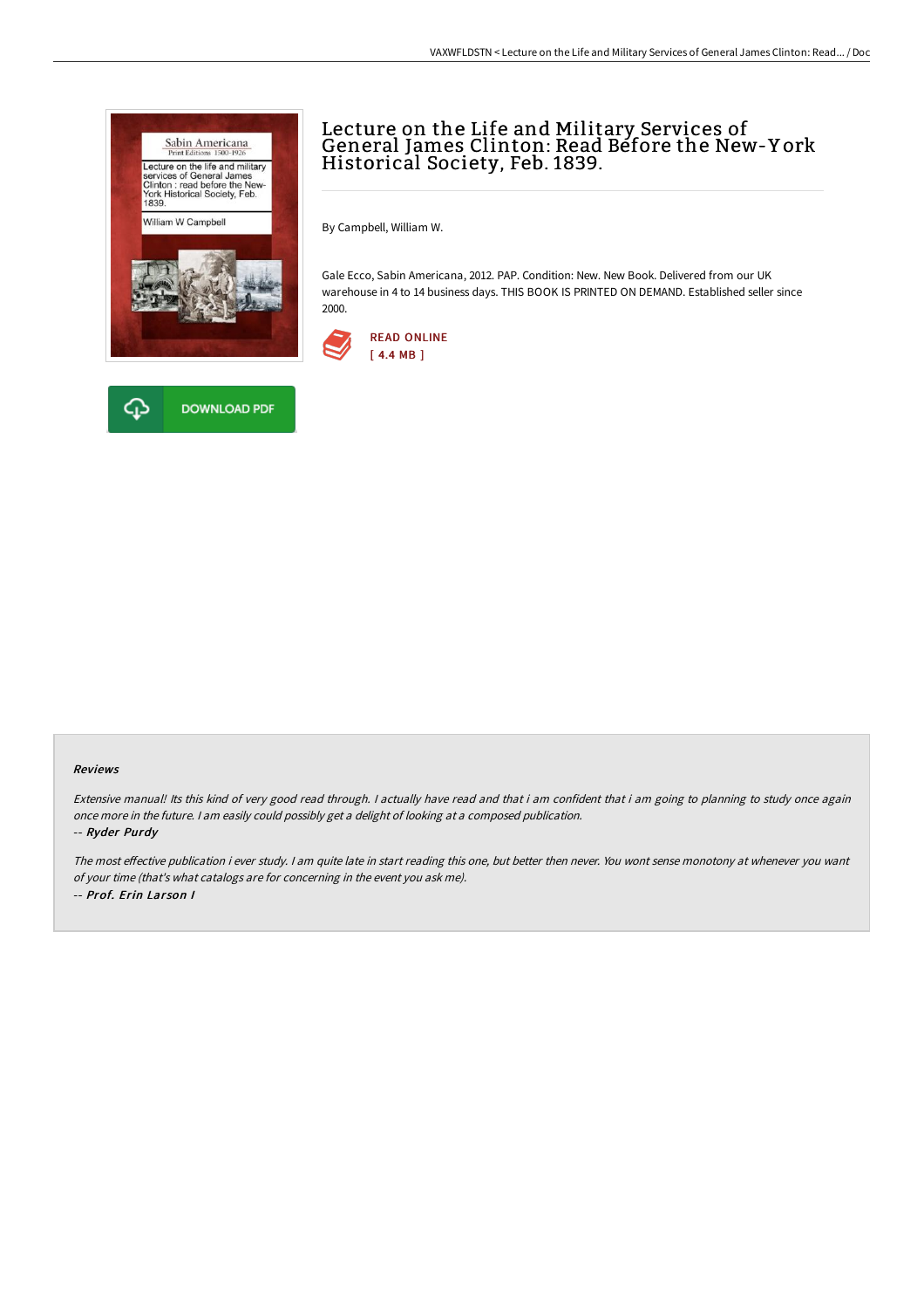# Lecture on the Life and Military Services of General James Clinton: Read Before the New-York Historical Society, Feb. 1839.

By Campbell, William W.

Gale Ecco, Sabin Americana, 2012. PAP. Condition: New. New Book. Delivered from our UK warehouse in 4 to 14 business days. THIS BOOK IS PRINTED ON DEMAND. Established seller since 2000.

READ ONLINE
[ 4.4 MB ]

DOWNLOAD PDF

### Reviews

*Extensive manual! Its this kind of very good read through. I actually have read and that i am confident that i am going to planning to study once again once more in the future. I am easily could possibly get a delight of looking at a composed publication.*

*-- **Ryder Purdy***

*The most effective publication i ever study. I am quite late in start reading this one, but better then never. You wont sense monotony at whenever you want of your time (that's what catalogs are for concerning in the event you ask me).*

*-- **Prof. Erin Larson I***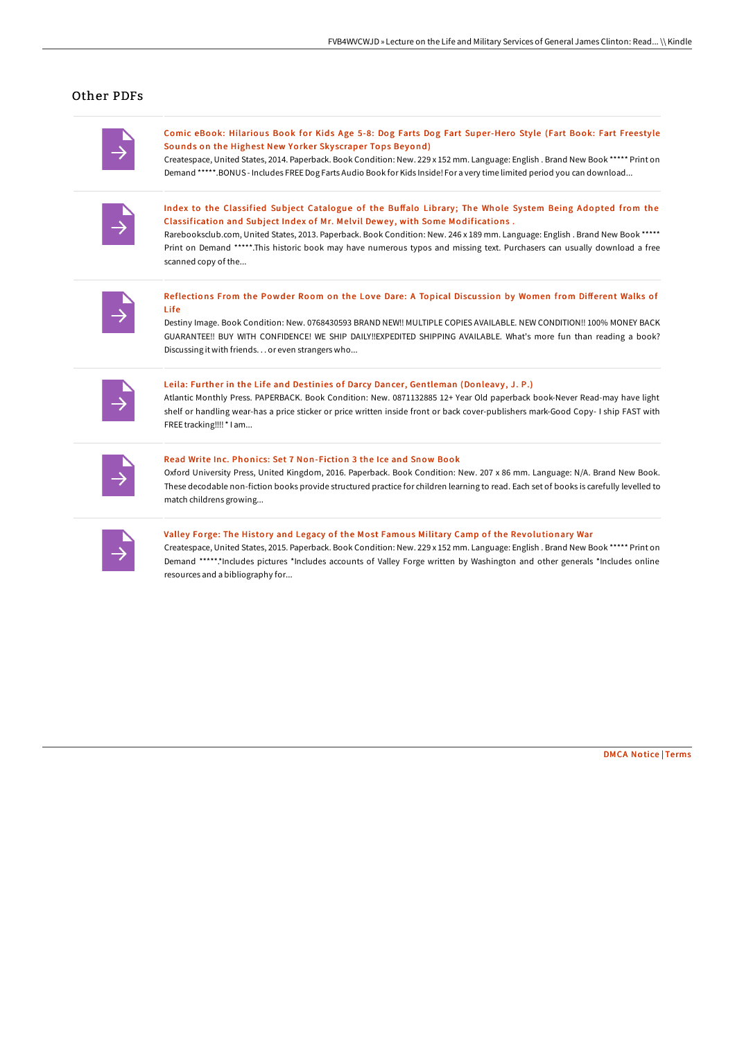## Other PDFs

**Comic eBook: Hilarious Book for Kids Age 5-8: Dog Farts Dog Fart Super-Hero Style (Fart Book: Fart Freestyle Sounds on the Highest New Yorker Skyscraper Tops Beyond)**

Createspace, United States, 2014. Paperback. Book Condition: New. 229 x 152 mm. Language: English . Brand New Book ***** Print on Demand *****.BONUS - Includes FREE Dog Farts Audio Book for Kids Inside! For a very time limited period you can download...

**Index to the Classified Subject Catalogue of the Buffalo Library; The Whole System Being Adopted from the Classification and Subject Index of Mr. Melvil Dewey, with Some Modifications .**

Rarebooksclub.com, United States, 2013. Paperback. Book Condition: New. 246 x 189 mm. Language: English . Brand New Book ***** Print on Demand *****.This historic book may have numerous typos and missing text. Purchasers can usually download a free scanned copy of the...

**Reflections From the Powder Room on the Love Dare: A Topical Discussion by Women from Different Walks of Life**

Destiny Image. Book Condition: New. 0768430593 BRAND NEW!! MULTIPLE COPIES AVAILABLE. NEW CONDITION!! 100% MONEY BACK GUARANTEE!! BUY WITH CONFIDENCE! WE SHIP DAILY!!EXPEDITED SHIPPING AVAILABLE. What's more fun than reading a book? Discussing it with friends. . . or even strangers who...

**Leila: Further in the Life and Destinies of Darcy Dancer, Gentleman (Donleavy, J. P.)**

Atlantic Monthly Press. PAPERBACK. Book Condition: New. 0871132885 12+ Year Old paperback book-Never Read-may have light shelf or handling wear-has a price sticker or price written inside front or back cover-publishers mark-Good Copy- I ship FAST with FREE tracking!!!! * I am...

**Read Write Inc. Phonics: Set 7 Non-Fiction 3 the Ice and Snow Book**

Oxford University Press, United Kingdom, 2016. Paperback. Book Condition: New. 207 x 86 mm. Language: N/A. Brand New Book. These decodable non-fiction books provide structured practice for children learning to read. Each set of books is carefully levelled to match childrens growing...

**Valley Forge: The History and Legacy of the Most Famous Military Camp of the Revolutionary War**

Createspace, United States, 2015. Paperback. Book Condition: New. 229 x 152 mm. Language: English . Brand New Book ***** Print on Demand *****.*Includes pictures *Includes accounts of Valley Forge written by Washington and other generals *Includes online resources and a bibliography for...